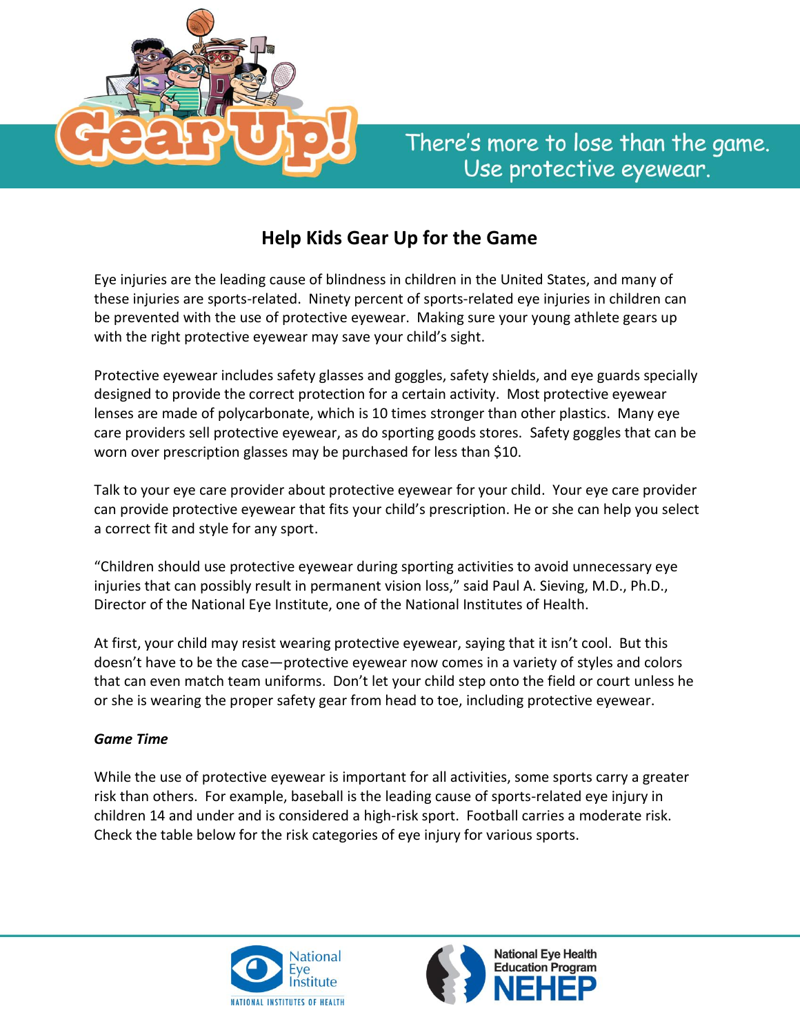Gear Up!

There's more to lose than the game. Use protective eyewear.

## Help Kids Gear Up for the Game

Eye injuries are the leading cause of blindness in children in the United States, and many of these injuries are sports-related. Ninety percent of sports-related eye injuries in children can be prevented with the use of protective eyewear. Making sure your young athlete gears up with the right protective eyewear may save your child's sight.

Protective eyewear includes safety glasses and goggles, safety shields, and eye guards specially designed to provide the correct protection for a certain activity. Most protective eyewear lenses are made of polycarbonate, which is 10 times stronger than other plastics. Many eye care providers sell protective eyewear, as do sporting goods stores. Safety goggles that can be worn over prescription glasses may be purchased for less than $10.

Talk to your eye care provider about protective eyewear for your child. Your eye care provider can provide protective eyewear that fits your child's prescription. He or she can help you select a correct fit and style for any sport.

"Children should use protective eyewear during sporting activities to avoid unnecessary eye injuries that can possibly result in permanent vision loss," said Paul A. Sieving, M.D., Ph.D., Director of the National Eye Institute, one of the National Institutes of Health.

At first, your child may resist wearing protective eyewear, saying that it isn't cool. But this doesn't have to be the case—protective eyewear now comes in a variety of styles and colors that can even match team uniforms. Don't let your child step onto the field or court unless he or she is wearing the proper safety gear from head to toe, including protective eyewear.

### *Game Time*

While the use of protective eyewear is important for all activities, some sports carry a greater risk than others. For example, baseball is the leading cause of sports-related eye injury in children 14 and under and is considered a high-risk sport. Football carries a moderate risk. Check the table below for the risk categories of eye injury for various sports.

National Eye Institute — National Institutes of Health

National Eye Health Education Program NEHEP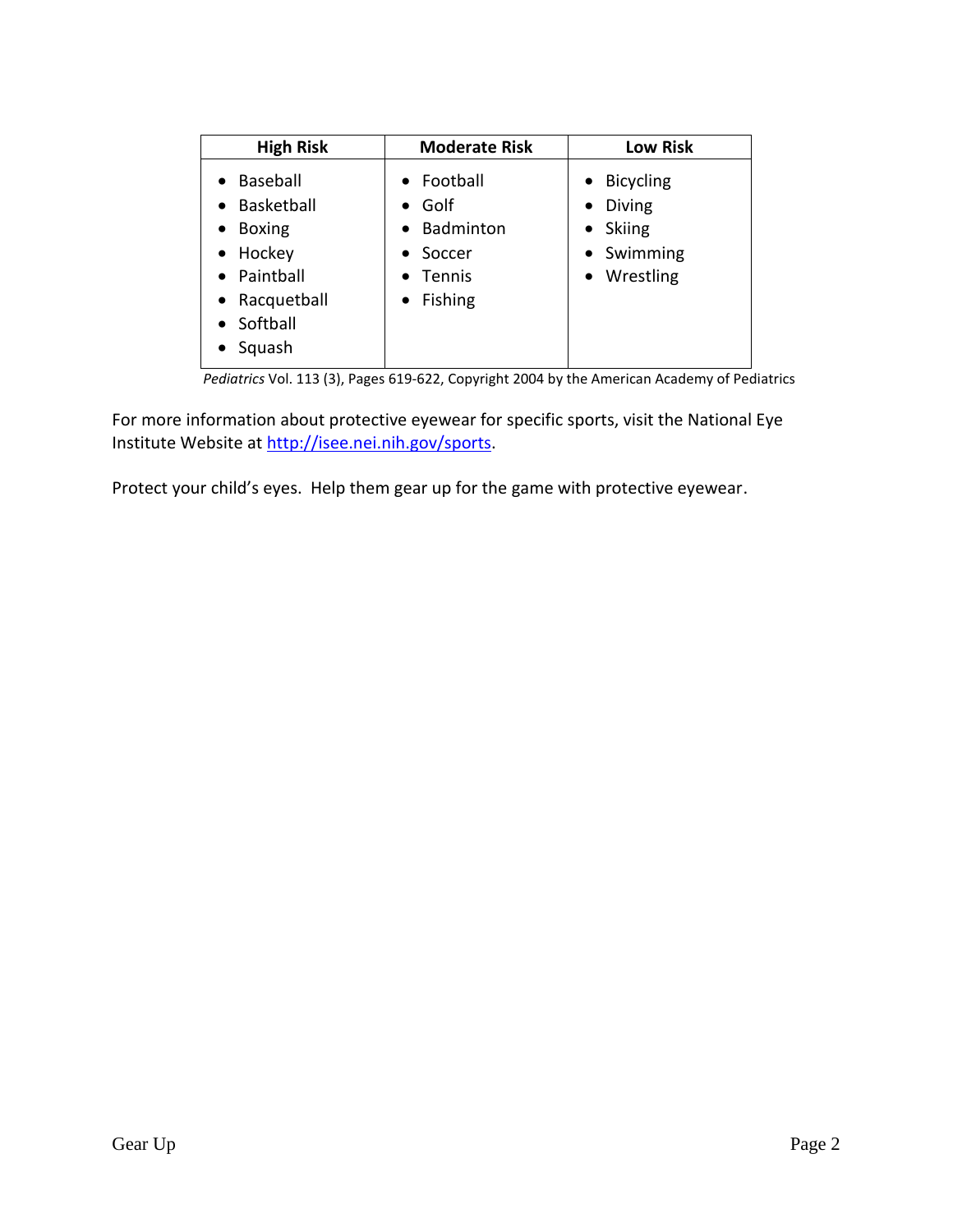| High Risk | Moderate Risk | Low Risk |
|---|---|---|
| • Baseball<br>• Basketball<br>• Boxing<br>• Hockey<br>• Paintball<br>• Racquetball<br>• Softball<br>• Squash | • Football<br>• Golf<br>• Badminton<br>• Soccer<br>• Tennis<br>• Fishing | • Bicycling<br>• Diving<br>• Skiing<br>• Swimming<br>• Wrestling |

*Pediatrics* Vol. 113 (3), Pages 619-622, Copyright 2004 by the American Academy of Pediatrics

For more information about protective eyewear for specific sports, visit the National Eye Institute Website at [http://isee.nei.nih.gov/sports](http://isee.nei.nih.gov/sports).

Protect your child's eyes. Help them gear up for the game with protective eyewear.